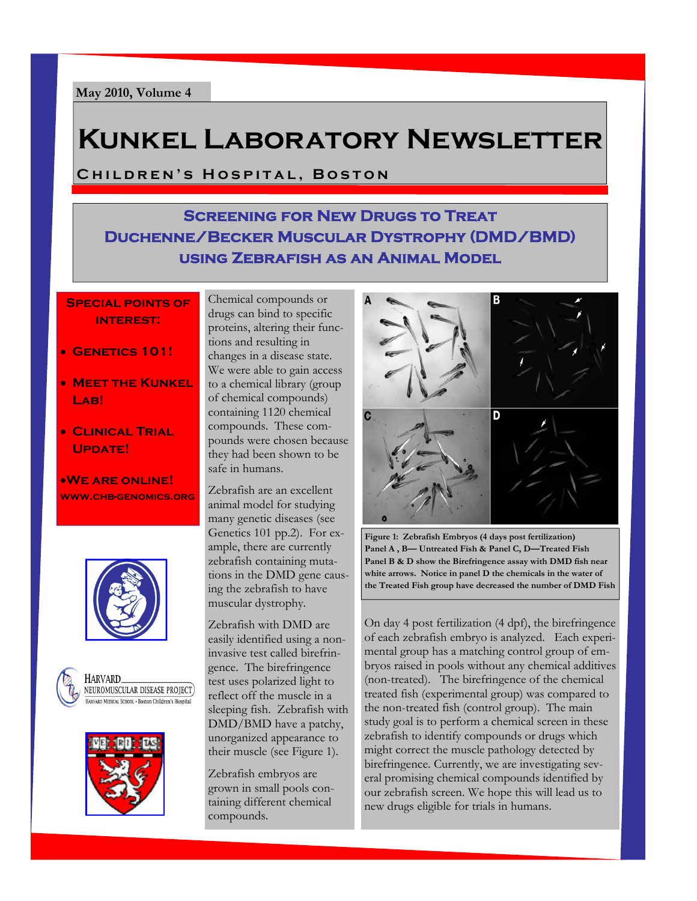May 2010, Volume 4

# Kunkel Laboratory Newsletter

**Children's Hospital, Boston**

## Screening for New Drugs to Treat Duchenne/Becker Muscular Dystrophy (DMD/BMD) using Zebrafish as an Animal Model

**Special points of interest:**

- Genetics 101!
- Meet the Kunkel Lab!
- Clinical Trial Update!
- We are online! www.chb-genomics.org

Chemical compounds or drugs can bind to specific proteins, altering their functions and resulting in changes in a disease state. We were able to gain access to a chemical library (group of chemical compounds) containing 1120 chemical compounds. These compounds were chosen because they had been shown to be safe in humans.

Zebrafish are an excellent animal model for studying many genetic diseases (see Genetics 101 pp.2). For example, there are currently zebrafish containing mutations in the DMD gene causing the zebrafish to have muscular dystrophy.

Zebrafish with DMD are easily identified using a non-invasive test called birefringence. The birefringence test uses polarized light to reflect off the muscle in a sleeping fish. Zebrafish with DMD/BMD have a patchy, unorganized appearance to their muscle (see Figure 1).

Zebrafish embryos are grown in small pools containing different chemical compounds.

**Figure 1: Zebrafish Embryos (4 days post fertilization)**
**Panel A , B— Untreated Fish & Panel C, D—Treated Fish**
**Panel B & D show the Birefringence assay with DMD fish near white arrows. Notice in panel D the chemicals in the water of the Treated Fish group have decreased the number of DMD Fish**

On day 4 post fertilization (4 dpf), the birefringence of each zebrafish embryo is analyzed. Each experimental group has a matching control group of embryos raised in pools without any chemical additives (non-treated). The birefringence of the chemical treated fish (experimental group) was compared to the non-treated fish (control group). The main study goal is to perform a chemical screen in these zebrafish to identify compounds or drugs which might correct the muscle pathology detected by birefringence. Currently, we are investigating several promising chemical compounds identified by our zebrafish screen. We hope this will lead us to new drugs eligible for trials in humans.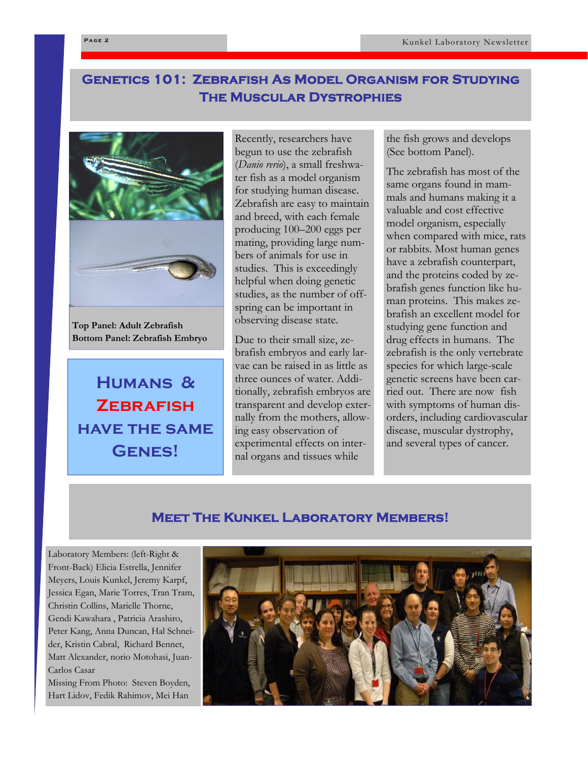# Genetics 101: Zebrafish As Model Organism for Studying The Muscular Dystrophies

**Top Panel: Adult Zebrafish**
**Bottom Panel: Zebrafish Embryo**

## Humans & Zebrafish have the same Genes!

Recently, researchers have begun to use the zebrafish (*Danio rerio*), a small freshwater fish as a model organism for studying human disease. Zebrafish are easy to maintain and breed, with each female producing 100–200 eggs per mating, providing large numbers of animals for use in studies. This is exceedingly helpful when doing genetic studies, as the number of offspring can be important in observing disease state.

Due to their small size, zebrafish embryos and early larvae can be raised in as little as three ounces of water. Additionally, zebrafish embryos are transparent and develop externally from the mothers, allowing easy observation of experimental effects on internal organs and tissues while the fish grows and develops (See bottom Panel).

The zebrafish has most of the same organs found in mammals and humans making it a valuable and cost effective model organism, especially when compared with mice, rats or rabbits. Most human genes have a zebrafish counterpart, and the proteins coded by zebrafish genes function like human proteins. This makes zebrafish an excellent model for studying gene function and drug effects in humans. The zebrafish is the only vertebrate species for which large-scale genetic screens have been carried out. There are now fish with symptoms of human disorders, including cardiovascular disease, muscular dystrophy, and several types of cancer.

# Meet The Kunkel Laboratory Members!

Laboratory Members: (left-Right & Front-Back) Elicia Estrella, Jennifer Meyers, Louis Kunkel, Jeremy Karpf, Jessica Egan, Marie Torres, Tran Tram, Christin Collins, Marielle Thorne, Gendi Kawahara , Patricia Arashiro, Peter Kang, Anna Duncan, Hal Schneider, Kristin Cabral, Richard Bennet, Matt Alexander, norio Motohasi, Juan-Carlos Casar

Missing From Photo: Steven Boyden, Hart Lidov, Fedik Rahimov, Mei Han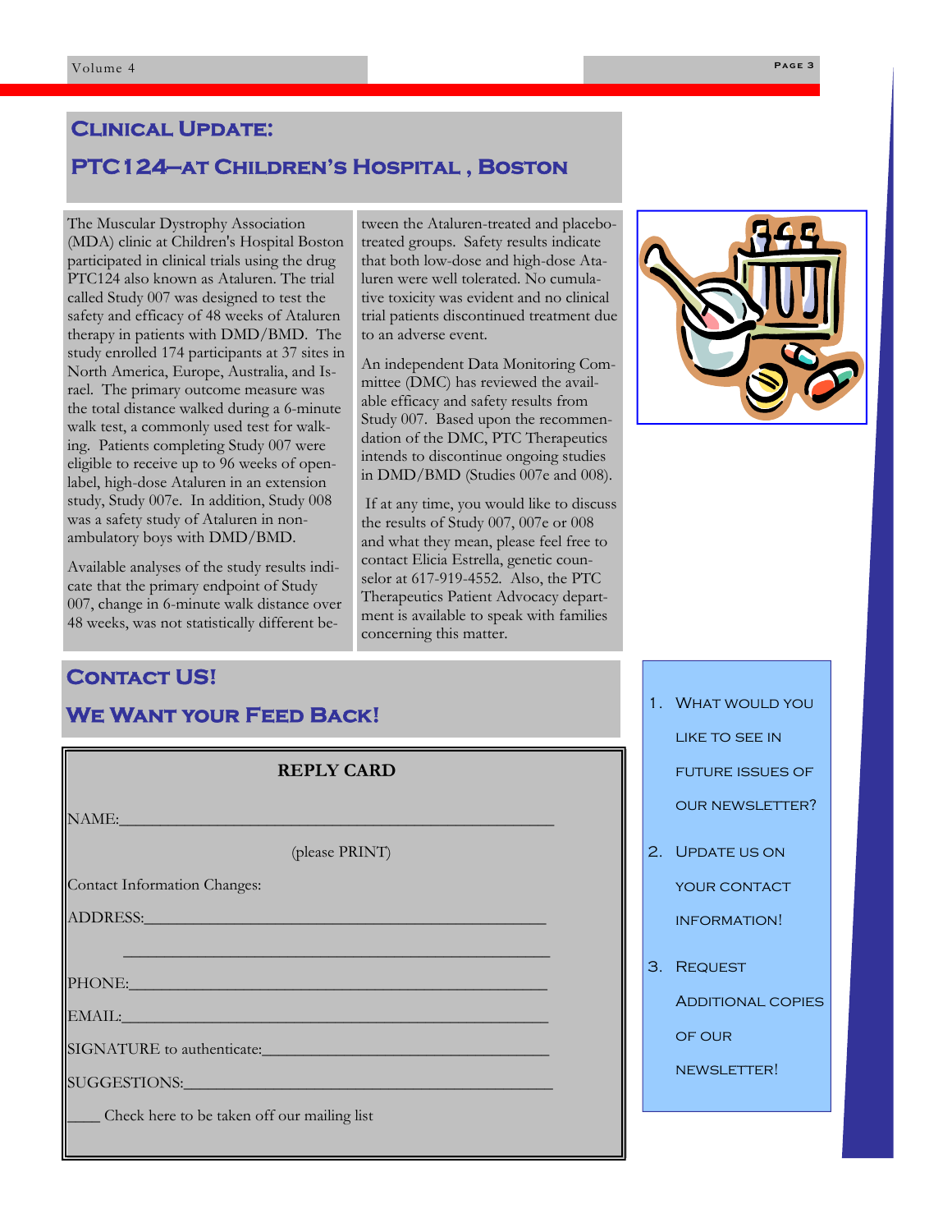## Clinical Update:

## PTC124—at Children's Hospital , Boston

The Muscular Dystrophy Association (MDA) clinic at Children's Hospital Boston participated in clinical trials using the drug PTC124 also known as Ataluren. The trial called Study 007 was designed to test the safety and efficacy of 48 weeks of Ataluren therapy in patients with DMD/BMD. The study enrolled 174 participants at 37 sites in North America, Europe, Australia, and Israel. The primary outcome measure was the total distance walked during a 6-minute walk test, a commonly used test for walking. Patients completing Study 007 were eligible to receive up to 96 weeks of open-label, high-dose Ataluren in an extension study, Study 007e. In addition, Study 008 was a safety study of Ataluren in non-ambulatory boys with DMD/BMD.

Available analyses of the study results indicate that the primary endpoint of Study 007, change in 6-minute walk distance over 48 weeks, was not statistically different between the Ataluren-treated and placebo-treated groups. Safety results indicate that both low-dose and high-dose Ataluren were well tolerated. No cumulative toxicity was evident and no clinical trial patients discontinued treatment due to an adverse event.

An independent Data Monitoring Committee (DMC) has reviewed the available efficacy and safety results from Study 007. Based upon the recommendation of the DMC, PTC Therapeutics intends to discontinue ongoing studies in DMD/BMD (Studies 007e and 008).

If at any time, you would like to discuss the results of Study 007, 007e or 008 and what they mean, please feel free to contact Elicia Estrella, genetic counselor at 617-919-4552. Also, the PTC Therapeutics Patient Advocacy department is available to speak with families concerning this matter.

## Contact US!

## We Want your Feed Back!

**REPLY CARD**

NAME:______________________________________________

(please PRINT)

Contact Information Changes:

ADDRESS:___________________________________________

___________________________________________

PHONE:_____________________________________________

EMAIL:_____________________________________________

SIGNATURE to authenticate:_____________________________

SUGGESTIONS:_______________________________________

____ Check here to be taken off our mailing list

1. What would you like to see in future issues of our newsletter?
2. Update us on your contact information!
3. Request additional copies of our newsletter!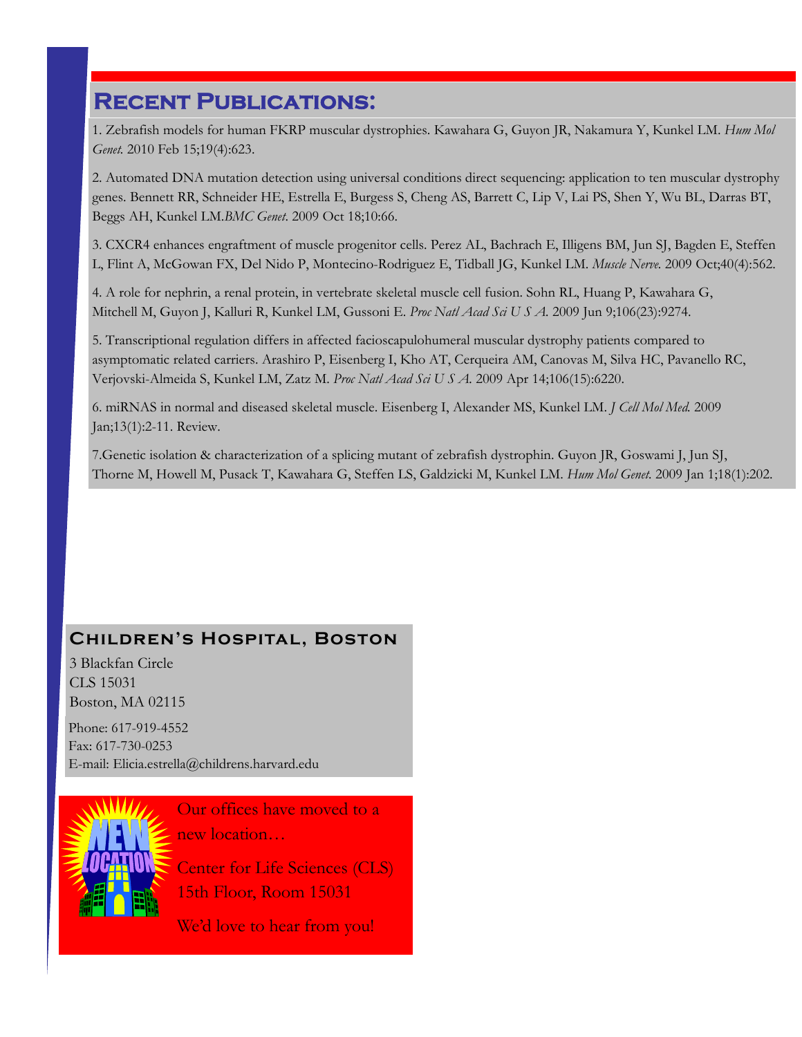## Recent Publications:

1. Zebrafish models for human FKRP muscular dystrophies. Kawahara G, Guyon JR, Nakamura Y, Kunkel LM. *Hum Mol Genet.* 2010 Feb 15;19(4):623.

2. Automated DNA mutation detection using universal conditions direct sequencing: application to ten muscular dystrophy genes. Bennett RR, Schneider HE, Estrella E, Burgess S, Cheng AS, Barrett C, Lip V, Lai PS, Shen Y, Wu BL, Darras BT, Beggs AH, Kunkel LM.*BMC Genet*. 2009 Oct 18;10:66.

3. CXCR4 enhances engraftment of muscle progenitor cells. Perez AL, Bachrach E, Illigens BM, Jun SJ, Bagden E, Steffen L, Flint A, McGowan FX, Del Nido P, Montecino-Rodriguez E, Tidball JG, Kunkel LM. *Muscle Nerve.* 2009 Oct;40(4):562.

4. A role for nephrin, a renal protein, in vertebrate skeletal muscle cell fusion. Sohn RL, Huang P, Kawahara G, Mitchell M, Guyon J, Kalluri R, Kunkel LM, Gussoni E. *Proc Natl Acad Sci U S A.* 2009 Jun 9;106(23):9274.

5. Transcriptional regulation differs in affected facioscapulohumeral muscular dystrophy patients compared to asymptomatic related carriers. Arashiro P, Eisenberg I, Kho AT, Cerqueira AM, Canovas M, Silva HC, Pavanello RC, Verjovski-Almeida S, Kunkel LM, Zatz M. *Proc Natl Acad Sci U S A.* 2009 Apr 14;106(15):6220.

6. miRNAS in normal and diseased skeletal muscle. Eisenberg I, Alexander MS, Kunkel LM. *J Cell Mol Med.* 2009 Jan;13(1):2-11. Review.

7. Genetic isolation & characterization of a splicing mutant of zebrafish dystrophin. Guyon JR, Goswami J, Jun SJ, Thorne M, Howell M, Pusack T, Kawahara G, Steffen LS, Galdzicki M, Kunkel LM. *Hum Mol Genet.* 2009 Jan 1;18(1):202.

### Children's Hospital, Boston

3 Blackfan Circle
CLS 15031
Boston, MA 02115

Phone: 617-919-4552
Fax: 617-730-0253
E-mail: Elicia.estrella@childrens.harvard.edu

NEW LOCATION

Our offices have moved to a new location…

Center for Life Sciences (CLS)
15th Floor, Room 15031

We'd love to hear from you!